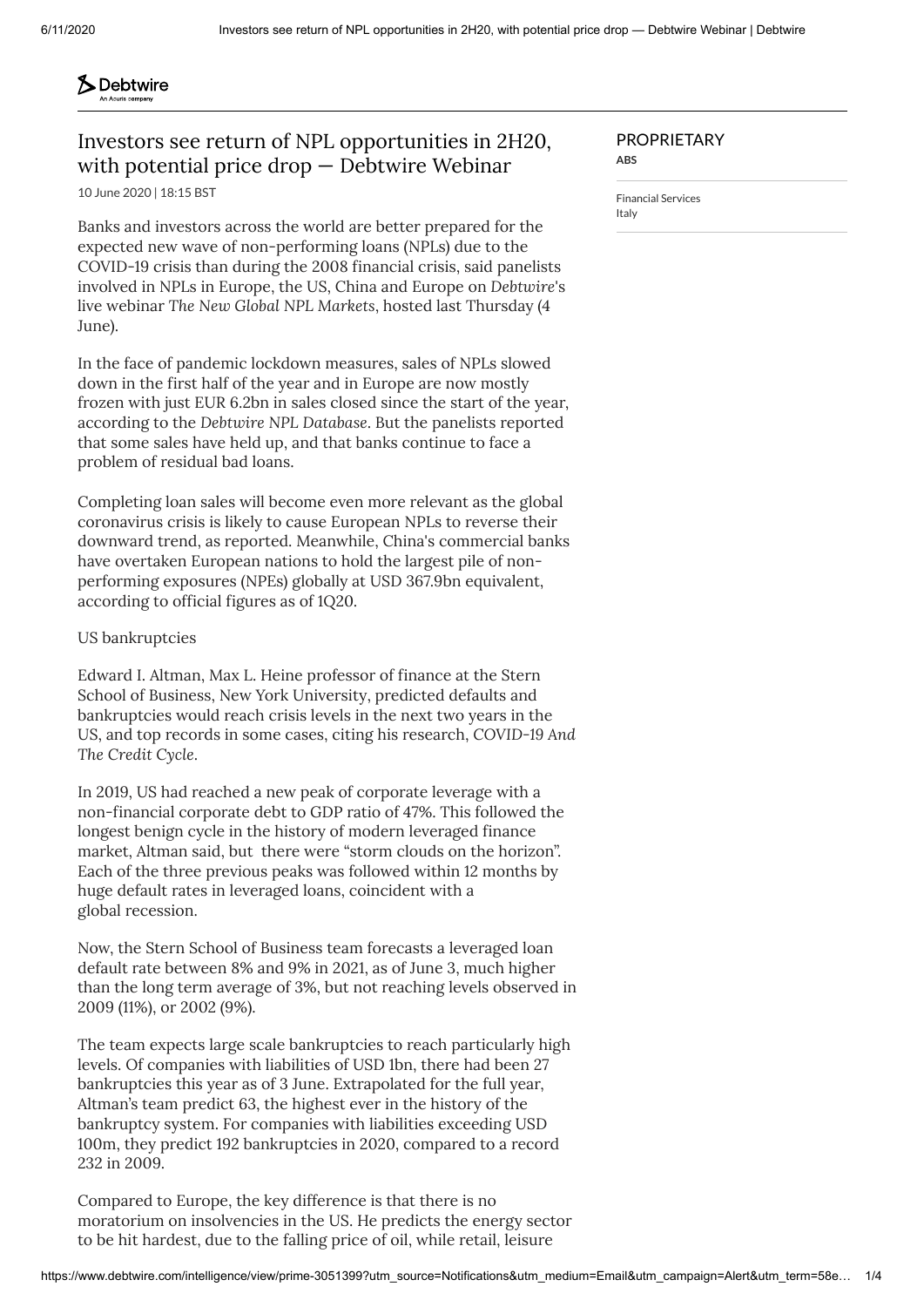Debtwire
An Acuris company

# Investors see return of NPL opportunities in 2H20, with potential price drop — Debtwire Webinar

10 June 2020 | 18:15 BST

PROPRIETARY
**ABS**

Financial Services
Italy

Banks and investors across the world are better prepared for the expected new wave of non-performing loans (NPLs) due to the COVID-19 crisis than during the 2008 financial crisis, said panelists involved in NPLs in Europe, the US, China and Europe on *Debtwire*'s live webinar *The New Global NPL Markets*, hosted last Thursday (4 June).

In the face of pandemic lockdown measures, sales of NPLs slowed down in the first half of the year and in Europe are now mostly frozen with just EUR 6.2bn in sales closed since the start of the year, according to the *Debtwire NPL Database*. But the panelists reported that some sales have held up, and that banks continue to face a problem of residual bad loans.

Completing loan sales will become even more relevant as the global coronavirus crisis is likely to cause European NPLs to reverse their downward trend, as reported. Meanwhile, China's commercial banks have overtaken European nations to hold the largest pile of non-performing exposures (NPEs) globally at USD 367.9bn equivalent, according to official figures as of 1Q20.

US bankruptcies

Edward I. Altman, Max L. Heine professor of finance at the Stern School of Business, New York University, predicted defaults and bankruptcies would reach crisis levels in the next two years in the US, and top records in some cases, citing his research, *COVID-19 And The Credit Cycle*.

In 2019, US had reached a new peak of corporate leverage with a non-financial corporate debt to GDP ratio of 47%. This followed the longest benign cycle in the history of modern leveraged finance market, Altman said, but there were "storm clouds on the horizon". Each of the three previous peaks was followed within 12 months by huge default rates in leveraged loans, coincident with a global recession.

Now, the Stern School of Business team forecasts a leveraged loan default rate between 8% and 9% in 2021, as of June 3, much higher than the long term average of 3%, but not reaching levels observed in 2009 (11%), or 2002 (9%).

The team expects large scale bankruptcies to reach particularly high levels. Of companies with liabilities of USD 1bn, there had been 27 bankruptcies this year as of 3 June. Extrapolated for the full year, Altman's team predict 63, the highest ever in the history of the bankruptcy system. For companies with liabilities exceeding USD 100m, they predict 192 bankruptcies in 2020, compared to a record 232 in 2009.

Compared to Europe, the key difference is that there is no moratorium on insolvencies in the US. He predicts the energy sector to be hit hardest, due to the falling price of oil, while retail, leisure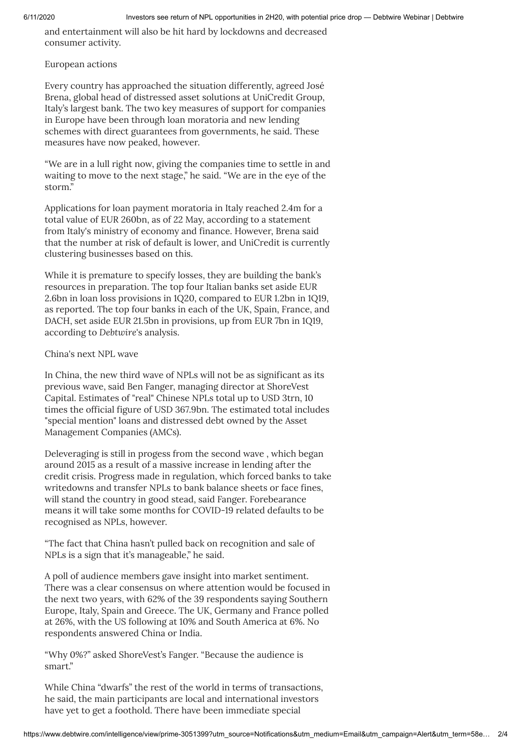and entertainment will also be hit hard by lockdowns and decreased consumer activity.

### European actions

Every country has approached the situation differently, agreed José Brena, global head of distressed asset solutions at UniCredit Group, Italy's largest bank. The two key measures of support for companies in Europe have been through loan moratoria and new lending schemes with direct guarantees from governments, he said. These measures have now peaked, however.

"We are in a lull right now, giving the companies time to settle in and waiting to move to the next stage," he said. "We are in the eye of the storm."

Applications for loan payment moratoria in Italy reached 2.4m for a total value of EUR 260bn, as of 22 May, according to a statement from Italy's ministry of economy and finance. However, Brena said that the number at risk of default is lower, and UniCredit is currently clustering businesses based on this.

While it is premature to specify losses, they are building the bank's resources in preparation. The top four Italian banks set aside EUR 2.6bn in loan loss provisions in 1Q20, compared to EUR 1.2bn in 1Q19, as reported. The top four banks in each of the UK, Spain, France, and DACH, set aside EUR 21.5bn in provisions, up from EUR 7bn in 1Q19, according to *Debtwire*'s analysis.

### China's next NPL wave

In China, the new third wave of NPLs will not be as significant as its previous wave, said Ben Fanger, managing director at ShoreVest Capital. Estimates of "real" Chinese NPLs total up to USD 3trn, 10 times the official figure of USD 367.9bn. The estimated total includes "special mention" loans and distressed debt owned by the Asset Management Companies (AMCs).

Deleveraging is still in progess from the second wave , which began around 2015 as a result of a massive increase in lending after the credit crisis. Progress made in regulation, which forced banks to take writedowns and transfer NPLs to bank balance sheets or face fines, will stand the country in good stead, said Fanger. Forebearance means it will take some months for COVID-19 related defaults to be recognised as NPLs, however.

"The fact that China hasn't pulled back on recognition and sale of NPLs is a sign that it's manageable," he said.

A poll of audience members gave insight into market sentiment. There was a clear consensus on where attention would be focused in the next two years, with 62% of the 39 respondents saying Southern Europe, Italy, Spain and Greece. The UK, Germany and France polled at 26%, with the US following at 10% and South America at 6%. No respondents answered China or India.

"Why 0%?" asked ShoreVest's Fanger. "Because the audience is smart."

While China "dwarfs" the rest of the world in terms of transactions, he said, the main participants are local and international investors have yet to get a foothold. There have been immediate special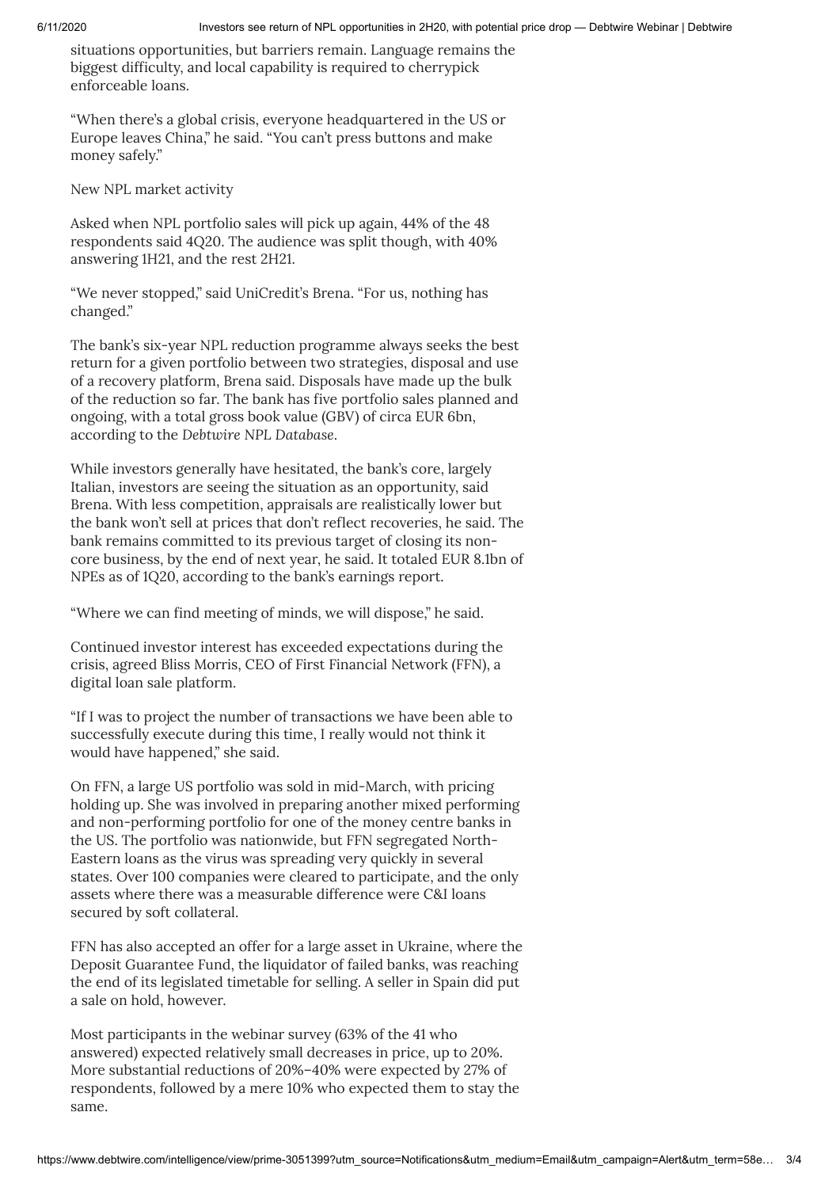situations opportunities, but barriers remain. Language remains the biggest difficulty, and local capability is required to cherrypick enforceable loans.

"When there's a global crisis, everyone headquartered in the US or Europe leaves China," he said. "You can't press buttons and make money safely."

New NPL market activity

Asked when NPL portfolio sales will pick up again, 44% of the 48 respondents said 4Q20. The audience was split though, with 40% answering 1H21, and the rest 2H21.

"We never stopped," said UniCredit's Brena. "For us, nothing has changed."

The bank's six-year NPL reduction programme always seeks the best return for a given portfolio between two strategies, disposal and use of a recovery platform, Brena said. Disposals have made up the bulk of the reduction so far. The bank has five portfolio sales planned and ongoing, with a total gross book value (GBV) of circa EUR 6bn, according to the *Debtwire NPL Database*.

While investors generally have hesitated, the bank's core, largely Italian, investors are seeing the situation as an opportunity, said Brena. With less competition, appraisals are realistically lower but the bank won't sell at prices that don't reflect recoveries, he said. The bank remains committed to its previous target of closing its non-core business, by the end of next year, he said. It totaled EUR 8.1bn of NPEs as of 1Q20, according to the bank's earnings report.

"Where we can find meeting of minds, we will dispose," he said.

Continued investor interest has exceeded expectations during the crisis, agreed Bliss Morris, CEO of First Financial Network (FFN), a digital loan sale platform.

"If I was to project the number of transactions we have been able to successfully execute during this time, I really would not think it would have happened," she said.

On FFN, a large US portfolio was sold in mid-March, with pricing holding up. She was involved in preparing another mixed performing and non-performing portfolio for one of the money centre banks in the US. The portfolio was nationwide, but FFN segregated North-Eastern loans as the virus was spreading very quickly in several states. Over 100 companies were cleared to participate, and the only assets where there was a measurable difference were C&I loans secured by soft collateral.

FFN has also accepted an offer for a large asset in Ukraine, where the Deposit Guarantee Fund, the liquidator of failed banks, was reaching the end of its legislated timetable for selling. A seller in Spain did put a sale on hold, however.

Most participants in the webinar survey (63% of the 41 who answered) expected relatively small decreases in price, up to 20%. More substantial reductions of 20%–40% were expected by 27% of respondents, followed by a mere 10% who expected them to stay the same.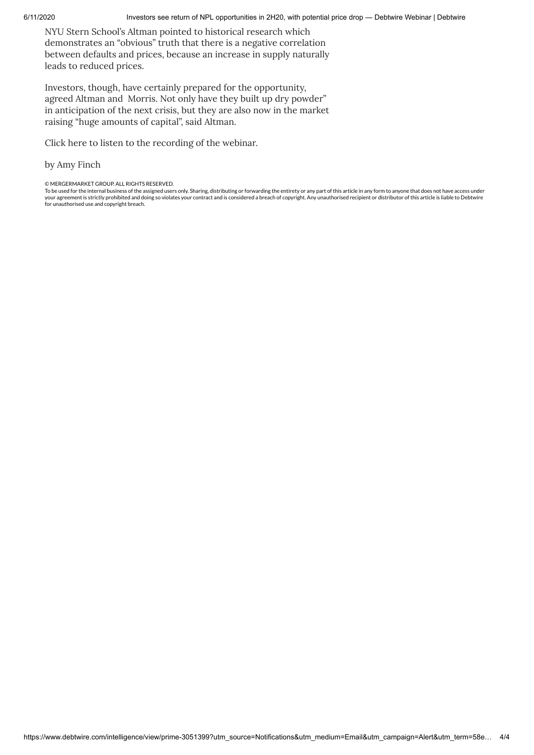NYU Stern School's Altman pointed to historical research which demonstrates an "obvious" truth that there is a negative correlation between defaults and prices, because an increase in supply naturally leads to reduced prices.

Investors, though, have certainly prepared for the opportunity, agreed Altman and  Morris. Not only have they built up dry powder" in anticipation of the next crisis, but they are also now in the market raising "huge amounts of capital", said Altman.

Click here to listen to the recording of the webinar.

by Amy Finch

© MERGERMARKET GROUP. ALL RIGHTS RESERVED.
To be used for the internal business of the assigned users only. Sharing, distributing or forwarding the entirety or any part of this article in any form to anyone that does not have access under your agreement is strictly prohibited and doing so violates your contract and is considered a breach of copyright. Any unauthorised recipient or distributor of this article is liable to Debtwire for unauthorised use and copyright breach.